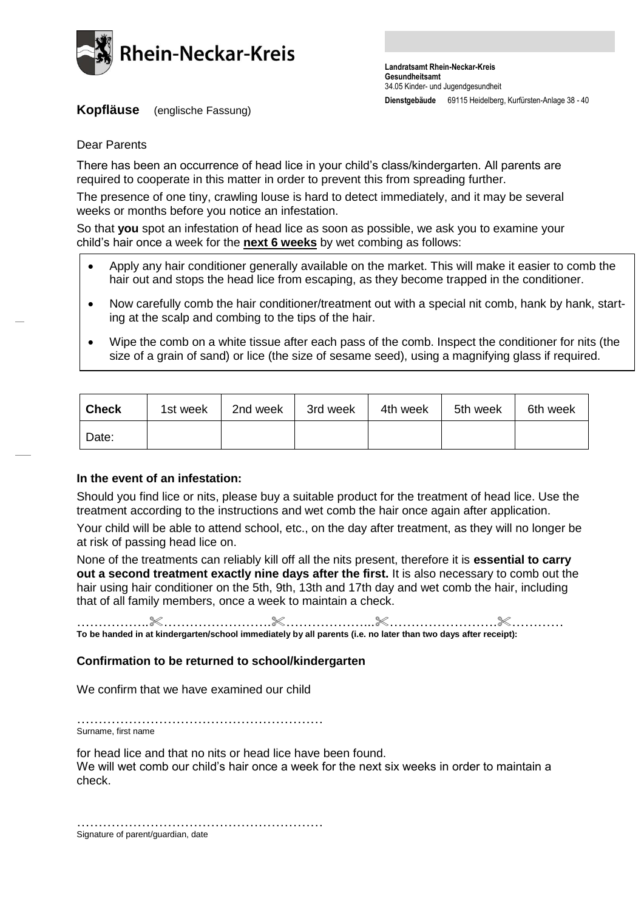Rhein-Neckar-Kreis

**Landratsamt Rhein-Neckar-Kreis**
**Gesundheitsamt**
34.05 Kinder- und Jugendgesundheit

**Dienstgebäude** 69115 Heidelberg, Kurfürsten-Anlage 38 - 40

**Kopfläuse** (englische Fassung)

Dear Parents

There has been an occurrence of head lice in your child's class/kindergarten. All parents are required to cooperate in this matter in order to prevent this from spreading further.

The presence of one tiny, crawling louse is hard to detect immediately, and it may be several weeks or months before you notice an infestation.

So that **you** spot an infestation of head lice as soon as possible, we ask you to examine your child's hair once a week for the **next 6 weeks** by wet combing as follows:

- Apply any hair conditioner generally available on the market. This will make it easier to comb the hair out and stops the head lice from escaping, as they become trapped in the conditioner.
- Now carefully comb the hair conditioner/treatment out with a special nit comb, hank by hank, starting at the scalp and combing to the tips of the hair.
- Wipe the comb on a white tissue after each pass of the comb. Inspect the conditioner for nits (the size of a grain of sand) or lice (the size of sesame seed), using a magnifying glass if required.

| **Check** | 1st week | 2nd week | 3rd week | 4th week | 5th week | 6th week |
|---|---|---|---|---|---|---|
| Date: | | | | | | |

**In the event of an infestation:**

Should you find lice or nits, please buy a suitable product for the treatment of head lice. Use the treatment according to the instructions and wet comb the hair once again after application.

Your child will be able to attend school, etc., on the day after treatment, as they will no longer be at risk of passing head lice on.

None of the treatments can reliably kill off all the nits present, therefore it is **essential to carry out a second treatment exactly nine days after the first.** It is also necessary to comb out the hair using hair conditioner on the 5th, 9th, 13th and 17th day and wet comb the hair, including that of all family members, once a week to maintain a check.

……………..✂…………………….✂………………...✂…………………….✂…………

**To be handed in at kindergarten/school immediately by all parents (i.e. no later than two days after receipt):**

**Confirmation to be returned to school/kindergarten**

We confirm that we have examined our child

…………………………………………………
Surname, first name

for head lice and that no nits or head lice have been found.
We will wet comb our child's hair once a week for the next six weeks in order to maintain a check.

…………………………………………………
Signature of parent/guardian, date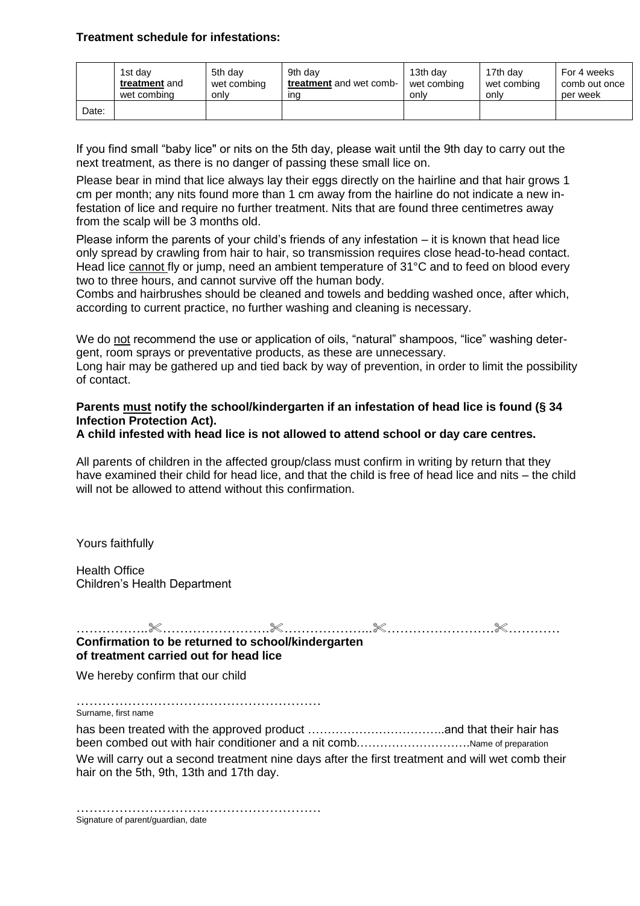**Treatment schedule for infestations:**

| | 1st day **treatment** and wet combing | 5th day wet combing only | 9th day **treatment** and wet combing | 13th day wet combing only | 17th day wet combing only | For 4 weeks comb out once per week |
|---|---|---|---|---|---|---|
| Date: | | | | | | |

If you find small "baby lice" or nits on the 5th day, please wait until the 9th day to carry out the next treatment, as there is no danger of passing these small lice on.

Please bear in mind that lice always lay their eggs directly on the hairline and that hair grows 1 cm per month; any nits found more than 1 cm away from the hairline do not indicate a new infestation of lice and require no further treatment. Nits that are found three centimetres away from the scalp will be 3 months old.

Please inform the parents of your child's friends of any infestation – it is known that head lice only spread by crawling from hair to hair, so transmission requires close head-to-head contact. Head lice cannot fly or jump, need an ambient temperature of 31°C and to feed on blood every two to three hours, and cannot survive off the human body.

Combs and hairbrushes should be cleaned and towels and bedding washed once, after which, according to current practice, no further washing and cleaning is necessary.

We do not recommend the use or application of oils, "natural" shampoos, "lice" washing detergent, room sprays or preventative products, as these are unnecessary.

Long hair may be gathered up and tied back by way of prevention, in order to limit the possibility of contact.

**Parents must notify the school/kindergarten if an infestation of head lice is found (§ 34 Infection Protection Act).**

**A child infested with head lice is not allowed to attend school or day care centres.**

All parents of children in the affected group/class must confirm in writing by return that they have examined their child for head lice, and that the child is free of head lice and nits – the child will not be allowed to attend without this confirmation.

Yours faithfully

Health Office
Children's Health Department

……………..✂…………………….✂………………...✂…………………….✂…………

**Confirmation to be returned to school/kindergarten of treatment carried out for head lice**

We hereby confirm that our child

…………………………………………………
Surname, first name

has been treated with the approved product ……………………………..and that their hair has been combed out with hair conditioner and a nit comb……………………….Name of preparation

We will carry out a second treatment nine days after the first treatment and will wet comb their hair on the 5th, 9th, 13th and 17th day.

…………………………………………………
Signature of parent/guardian, date